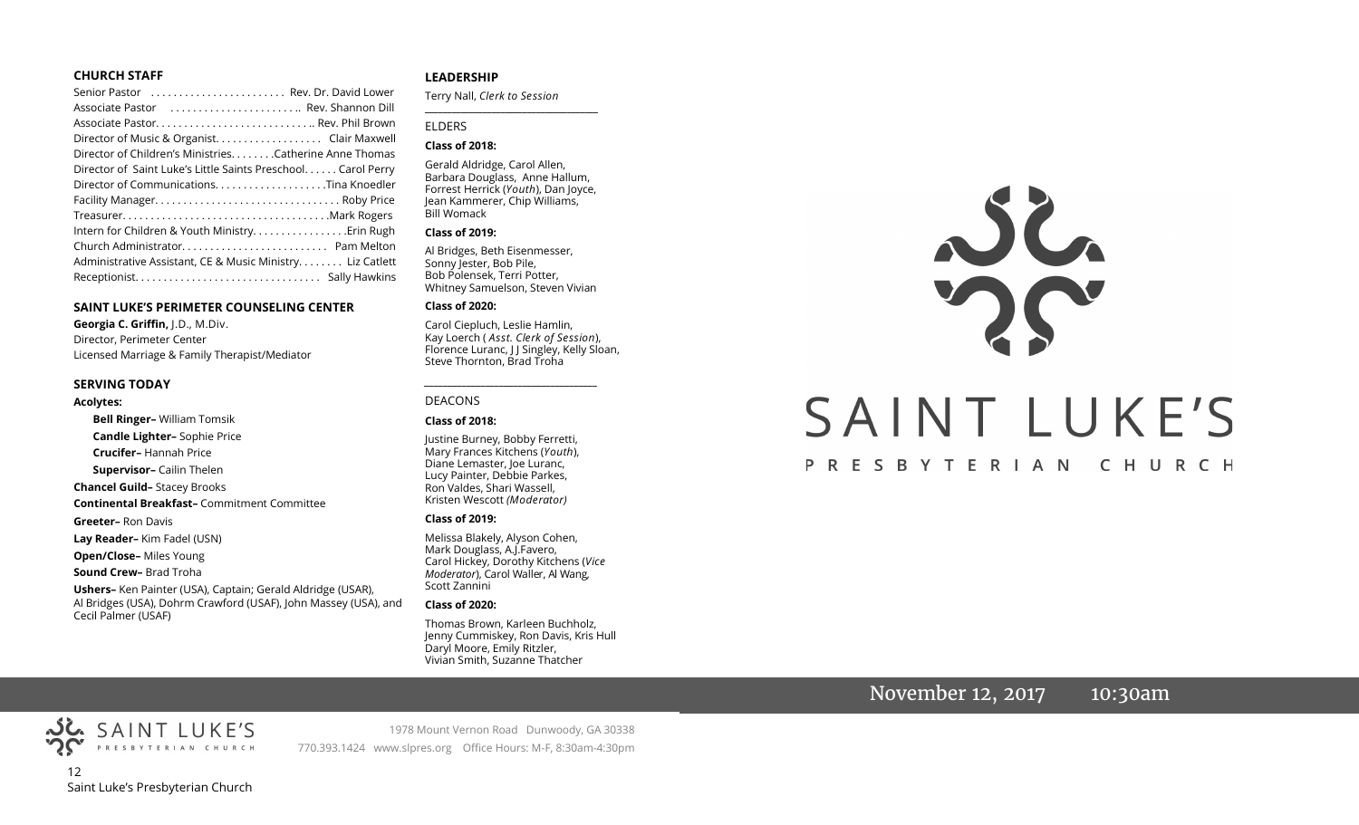### CHURCH STAFF

Senior Pastor . . . . . . . . . . . . . . . . . . . . . . . Rev. Dr. David Lower
Associate Pastor . . . . . . . . . . . . . . . . . . . . . . .. Rev. Shannon Dill
Associate Pastor. . . . . . . . . . . . . . . . . . . . . . . . . . .. Rev. Phil Brown
Director of Music & Organist. . . . . . . . . . . . . . . . . . Clair Maxwell
Director of Children's Ministries. . . . . . . .Catherine Anne Thomas
Director of Saint Luke's Little Saints Preschool. . . . . . Carol Perry
Director of Communications. . . . . . . . . . . . . . . . . . . .Tina Knoedler
Facility Manager. . . . . . . . . . . . . . . . . . . . . . . . . . . . . . . . Roby Price
Treasurer. . . . . . . . . . . . . . . . . . . . . . . . . . . . . . . . . . . .Mark Rogers
Intern for Children & Youth Ministry. . . . . . . . . . . . . . . . .Erin Rugh
Church Administrator. . . . . . . . . . . . . . . . . . . . . . . . . Pam Melton
Administrative Assistant, CE & Music Ministry. . . . . . . . Liz Catlett
Receptionist. . . . . . . . . . . . . . . . . . . . . . . . . . . . . . . . Sally Hawkins

### SAINT LUKE'S PERIMETER COUNSELING CENTER

**Georgia C. Griffin,** J.D., M.Div.
Director, Perimeter Center
Licensed Marriage & Family Therapist/Mediator

### SERVING TODAY

**Acolytes:**

**Bell Ringer–** William Tomsik
**Candle Lighter–** Sophie Price
**Crucifer–** Hannah Price
**Supervisor–** Cailin Thelen

**Chancel Guild–** Stacey Brooks
**Continental Breakfast–** Commitment Committee
**Greeter–** Ron Davis
**Lay Reader–** Kim Fadel (USN)
**Open/Close–** Miles Young
**Sound Crew–** Brad Troha
**Ushers–** Ken Painter (USA), Captain; Gerald Aldridge (USAR), Al Bridges (USA), Dohrm Crawford (USAF), John Massey (USA), and Cecil Palmer (USAF)

### LEADERSHIP

Terry Nall, *Clerk to Session*

ELDERS

**Class of 2018:**

Gerald Aldridge, Carol Allen, Barbara Douglass, Anne Hallum, Forrest Herrick (*Youth*), Dan Joyce, Jean Kammerer, Chip Williams, Bill Womack

**Class of 2019:**

Al Bridges, Beth Eisenmesser, Sonny Jester, Bob Pile, Bob Polensek, Terri Potter, Whitney Samuelson, Steven Vivian

**Class of 2020:**

Carol Ciepluch, Leslie Hamlin, Kay Loerch (*Asst. Clerk of Session*), Florence Luranc, J J Singley, Kelly Sloan, Steve Thornton, Brad Troha

DEACONS

**Class of 2018:**

Justine Burney, Bobby Ferretti, Mary Frances Kitchens (*Youth*), Diane Lemaster, Joe Luranc, Lucy Painter, Debbie Parkes, Ron Valdes, Shari Wassell, Kristen Wescott *(Moderator)*

**Class of 2019:**

Melissa Blakely, Alyson Cohen, Mark Douglass, A.J.Favero, Carol Hickey, Dorothy Kitchens (*Vice Moderator*), Carol Waller, Al Wang, Scott Zannini

**Class of 2020:**

Thomas Brown, Karleen Buchholz, Jenny Cummiskey, Ron Davis, Kris Hull, Daryl Moore, Emily Ritzler, Vivian Smith, Suzanne Thatcher

# SAINT LUKE'S
PRESBYTERIAN CHURCH

November 12, 2017 10:30am

SAINT LUKE'S PRESBYTERIAN CHURCH

1978 Mount Vernon Road Dunwoody, GA 30338
770.393.1424 www.slpres.org Office Hours: M-F, 8:30am-4:30pm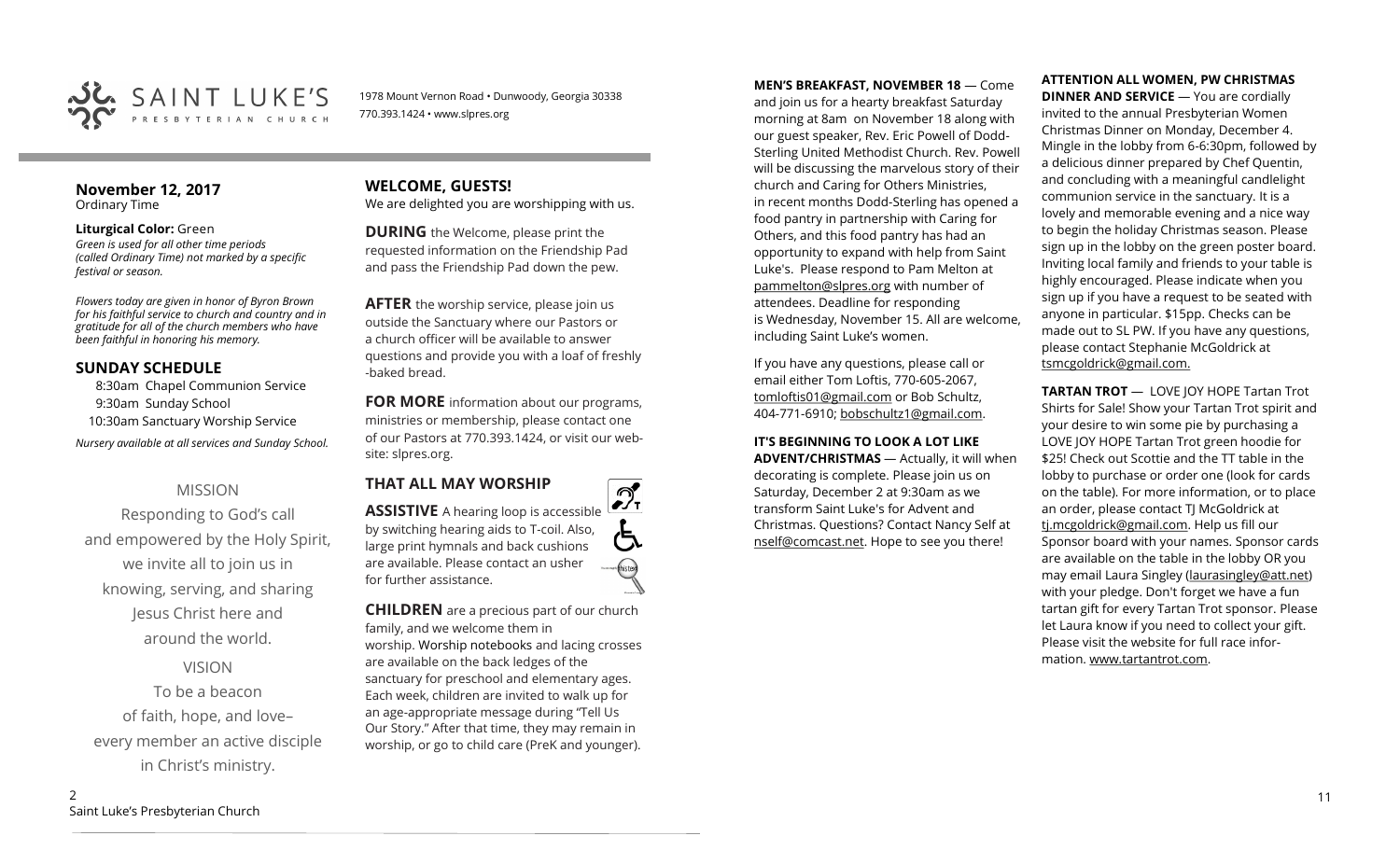SAINT LUKE'S PRESBYTERIAN CHURCH

1978 Mount Vernon Road • Dunwoody, Georgia 30338
770.393.1424 • www.slpres.org

## November 12, 2017

Ordinary Time

**Liturgical Color:** Green

*Green is used for all other time periods (called Ordinary Time) not marked by a specific festival or season.*

*Flowers today are given in honor of Byron Brown for his faithful service to church and country and in gratitude for all of the church members who have been faithful in honoring his memory.*

## SUNDAY SCHEDULE

8:30am Chapel Communion Service
9:30am Sunday School
10:30am Sanctuary Worship Service

*Nursery available at all services and Sunday School.*

MISSION

Responding to God's call and empowered by the Holy Spirit, we invite all to join us in knowing, serving, and sharing Jesus Christ here and around the world.

VISION

To be a beacon of faith, hope, and love– every member an active disciple in Christ's ministry.

## WELCOME, GUESTS!

We are delighted you are worshipping with us.

**DURING** the Welcome, please print the requested information on the Friendship Pad and pass the Friendship Pad down the pew.

**AFTER** the worship service, please join us outside the Sanctuary where our Pastors or a church officer will be available to answer questions and provide you with a loaf of freshly -baked bread.

**FOR MORE** information about our programs, ministries or membership, please contact one of our Pastors at 770.393.1424, or visit our website: slpres.org.

## THAT ALL MAY WORSHIP

**ASSISTIVE** A hearing loop is accessible by switching hearing aids to T-coil. Also, large print hymnals and back cushions are available. Please contact an usher for further assistance.

**CHILDREN** are a precious part of our church family, and we welcome them in worship. Worship notebooks and lacing crosses are available on the back ledges of the sanctuary for preschool and elementary ages. Each week, children are invited to walk up for an age-appropriate message during "Tell Us Our Story." After that time, they may remain in worship, or go to child care (PreK and younger).

**MEN'S BREAKFAST, NOVEMBER 18** — Come and join us for a hearty breakfast Saturday morning at 8am on November 18 along with our guest speaker, Rev. Eric Powell of Dodd-Sterling United Methodist Church. Rev. Powell will be discussing the marvelous story of their church and Caring for Others Ministries, in recent months Dodd-Sterling has opened a food pantry in partnership with Caring for Others, and this food pantry has had an opportunity to expand with help from Saint Luke's. Please respond to Pam Melton at pammelton@slpres.org with number of attendees. Deadline for responding is Wednesday, November 15. All are welcome, including Saint Luke's women.

If you have any questions, please call or email either Tom Loftis, 770-605-2067, tomloftis01@gmail.com or Bob Schultz, 404-771-6910; bobschultz1@gmail.com.

**IT'S BEGINNING TO LOOK A LOT LIKE ADVENT/CHRISTMAS** — Actually, it will when decorating is complete. Please join us on Saturday, December 2 at 9:30am as we transform Saint Luke's for Advent and Christmas. Questions? Contact Nancy Self at nself@comcast.net. Hope to see you there!

**ATTENTION ALL WOMEN, PW CHRISTMAS DINNER AND SERVICE** — You are cordially invited to the annual Presbyterian Women Christmas Dinner on Monday, December 4. Mingle in the lobby from 6-6:30pm, followed by a delicious dinner prepared by Chef Quentin, and concluding with a meaningful candlelight communion service in the sanctuary. It is a lovely and memorable evening and a nice way to begin the holiday Christmas season. Please sign up in the lobby on the green poster board. Inviting local family and friends to your table is highly encouraged. Please indicate when you sign up if you have a request to be seated with anyone in particular. $15pp. Checks can be made out to SL PW. If you have any questions, please contact Stephanie McGoldrick at tsmcgoldrick@gmail.com.

**TARTAN TROT** — LOVE JOY HOPE Tartan Trot Shirts for Sale! Show your Tartan Trot spirit and your desire to win some pie by purchasing a LOVE JOY HOPE Tartan Trot green hoodie for $25! Check out Scottie and the TT table in the lobby to purchase or order one (look for cards on the table). For more information, or to place an order, please contact TJ McGoldrick at tj.mcgoldrick@gmail.com. Help us fill our Sponsor board with your names. Sponsor cards are available on the table in the lobby OR you may email Laura Singley (laurasingley@att.net) with your pledge. Don't forget we have a fun tartan gift for every Tartan Trot sponsor. Please let Laura know if you need to collect your gift. Please visit the website for full race information. www.tartantrot.com.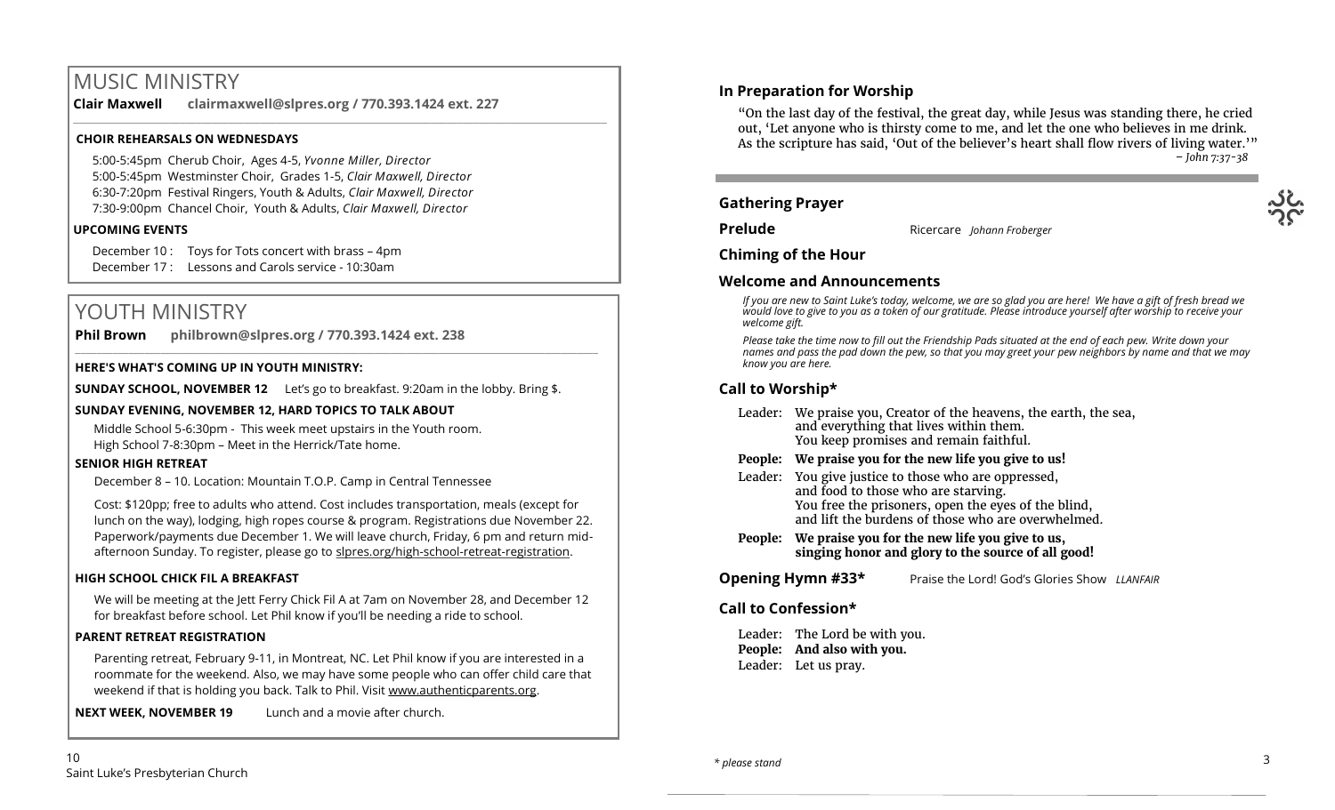# MUSIC MINISTRY

**Clair Maxwell** **clairmaxwell@slpres.org / 770.393.1424 ext. 227**

### CHOIR REHEARSALS ON WEDNESDAYS

5:00-5:45pm Cherub Choir, Ages 4-5, *Yvonne Miller, Director*
5:00-5:45pm Westminster Choir, Grades 1-5, *Clair Maxwell, Director*
6:30-7:20pm Festival Ringers, Youth & Adults, *Clair Maxwell, Director*
7:30-9:00pm Chancel Choir, Youth & Adults, *Clair Maxwell, Director*

### UPCOMING EVENTS

December 10 : Toys for Tots concert with brass – 4pm
December 17 : Lessons and Carols service - 10:30am

# YOUTH MINISTRY

**Phil Brown** **philbrown@slpres.org / 770.393.1424 ext. 238**

### HERE'S WHAT'S COMING UP IN YOUTH MINISTRY:

**SUNDAY SCHOOL, NOVEMBER 12** Let's go to breakfast. 9:20am in the lobby. Bring $.

### SUNDAY EVENING, NOVEMBER 12, HARD TOPICS TO TALK ABOUT

Middle School 5-6:30pm - This week meet upstairs in the Youth room.
High School 7-8:30pm – Meet in the Herrick/Tate home.

### SENIOR HIGH RETREAT

December 8 – 10. Location: Mountain T.O.P. Camp in Central Tennessee

Cost: $120pp; free to adults who attend. Cost includes transportation, meals (except for lunch on the way), lodging, high ropes course & program. Registrations due November 22. Paperwork/payments due December 1. We will leave church, Friday, 6 pm and return mid-afternoon Sunday. To register, please go to slpres.org/high-school-retreat-registration.

### HIGH SCHOOL CHICK FIL A BREAKFAST

We will be meeting at the Jett Ferry Chick Fil A at 7am on November 28, and December 12 for breakfast before school. Let Phil know if you'll be needing a ride to school.

### PARENT RETREAT REGISTRATION

Parenting retreat, February 9-11, in Montreat, NC. Let Phil know if you are interested in a roommate for the weekend. Also, we may have some people who can offer child care that weekend if that is holding you back. Talk to Phil. Visit www.authenticparents.org.

**NEXT WEEK, NOVEMBER 19** Lunch and a movie after church.

## In Preparation for Worship

"On the last day of the festival, the great day, while Jesus was standing there, he cried out, 'Let anyone who is thirsty come to me, and let the one who believes in me drink. As the scripture has said, 'Out of the believer's heart shall flow rivers of living water.'"
*– John 7:37-38*

## Gathering Prayer

**Prelude** Ricercare *Johann Froberger*

## Chiming of the Hour

## Welcome and Announcements

*If you are new to Saint Luke's today, welcome, we are so glad you are here! We have a gift of fresh bread we would love to give to you as a token of our gratitude. Please introduce yourself after worship to receive your welcome gift.*

*Please take the time now to fill out the Friendship Pads situated at the end of each pew. Write down your names and pass the pad down the pew, so that you may greet your pew neighbors by name and that we may know you are here.*

## Call to Worship*

Leader: We praise you, Creator of the heavens, the earth, the sea, and everything that lives within them. You keep promises and remain faithful.

**People: We praise you for the new life you give to us!**

Leader: You give justice to those who are oppressed, and food to those who are starving. You free the prisoners, open the eyes of the blind, and lift the burdens of those who are overwhelmed.

**People: We praise you for the new life you give to us, singing honor and glory to the source of all good!**

**Opening Hymn #33*** Praise the Lord! God's Glories Show *LLANFAIR*

## Call to Confession*

Leader: The Lord be with you.
**People: And also with you.**
Leader: Let us pray.

*\* please stand*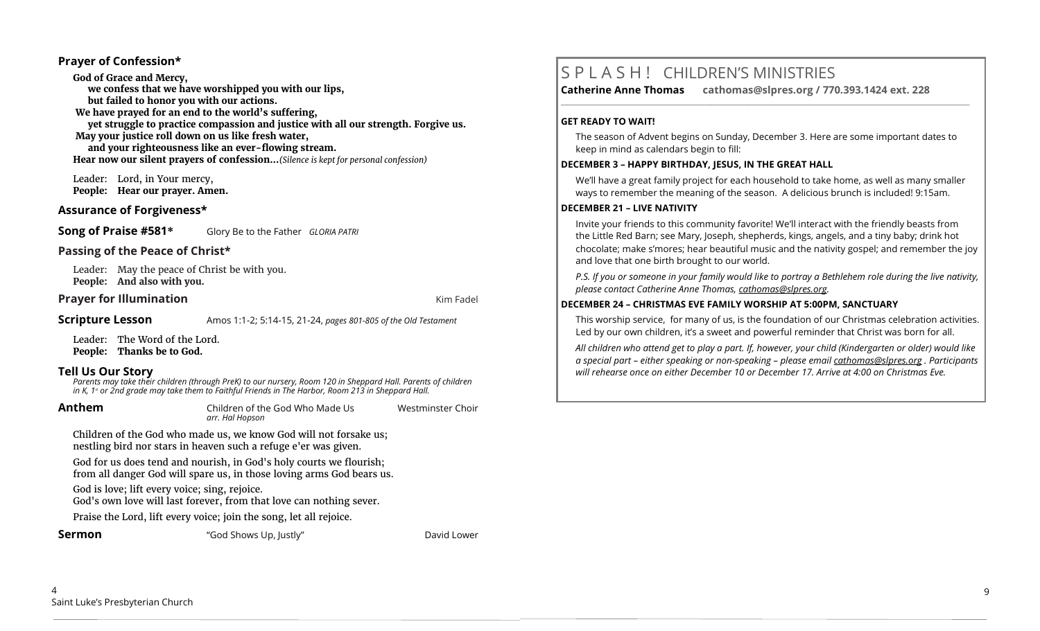## Prayer of Confession*

**God of Grace and Mercy,**
**we confess that we have worshipped you with our lips,**
**but failed to honor you with our actions.**
**We have prayed for an end to the world's suffering,**
**yet struggle to practice compassion and justice with all our strength. Forgive us.**
**May your justice roll down on us like fresh water,**
**and your righteousness like an ever-flowing stream.**
**Hear now our silent prayers of confession…***(Silence is kept for personal confession)*

Leader: Lord, in Your mercy,
**People: Hear our prayer. Amen.**

## Assurance of Forgiveness*

**Song of Praise #581*** Glory Be to the Father *GLORIA PATRI*

## Passing of the Peace of Christ*

Leader: May the peace of Christ be with you.
**People: And also with you.**

**Prayer for Illumination** Kim Fadel

**Scripture Lesson** Amos 1:1-2; 5:14-15, 21-24, *pages 801-805 of the Old Testament*

Leader: The Word of the Lord.
**People: Thanks be to God.**

## Tell Us Our Story

*Parents may take their children (through PreK) to our nursery, Room 120 in Sheppard Hall. Parents of children in K, 1st or 2nd grade may take them to Faithful Friends in The Harbor, Room 213 in Sheppard Hall.*

**Anthem** Children of the God Who Made Us *arr. Hal Hopson* Westminster Choir

Children of the God who made us, we know God will not forsake us;
nestling bird nor stars in heaven such a refuge e'er was given.

God for us does tend and nourish, in God's holy courts we flourish;
from all danger God will spare us, in those loving arms God bears us.

God is love; lift every voice; sing, rejoice.
God's own love will last forever, from that love can nothing sever.

Praise the Lord, lift every voice; join the song, let all rejoice.

**Sermon** "God Shows Up, Justly" David Lower

# S P L A S H ! CHILDREN'S MINISTRIES

**Catherine Anne Thomas cathomas@slpres.org / 770.393.1424 ext. 228**

**GET READY TO WAIT!**

The season of Advent begins on Sunday, December 3. Here are some important dates to keep in mind as calendars begin to fill:

**DECEMBER 3 – HAPPY BIRTHDAY, JESUS, IN THE GREAT HALL**

We'll have a great family project for each household to take home, as well as many smaller ways to remember the meaning of the season. A delicious brunch is included! 9:15am.

**DECEMBER 21 – LIVE NATIVITY**

Invite your friends to this community favorite! We'll interact with the friendly beasts from the Little Red Barn; see Mary, Joseph, shepherds, kings, angels, and a tiny baby; drink hot chocolate; make s'mores; hear beautiful music and the nativity gospel; and remember the joy and love that one birth brought to our world.

*P.S. If you or someone in your family would like to portray a Bethlehem role during the live nativity, please contact Catherine Anne Thomas, cathomas@slpres.org.*

**DECEMBER 24 – CHRISTMAS EVE FAMILY WORSHIP AT 5:00PM, SANCTUARY**

This worship service, for many of us, is the foundation of our Christmas celebration activities. Led by our own children, it's a sweet and powerful reminder that Christ was born for all.

*All children who attend get to play a part. If, however, your child (Kindergarten or older) would like a special part – either speaking or non-speaking – please email cathomas@slpres.org . Participants will rehearse once on either December 10 or December 17. Arrive at 4:00 on Christmas Eve.*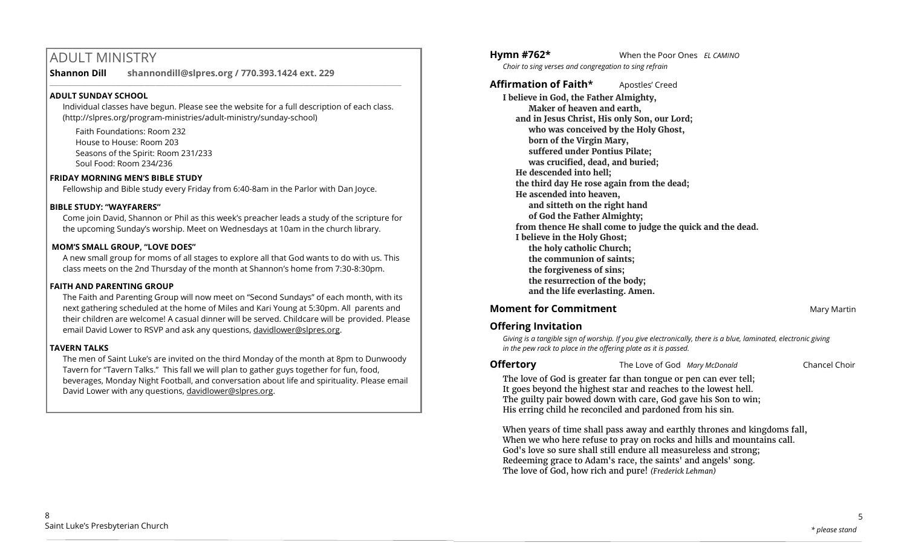## ADULT MINISTRY

**Shannon Dill shannondill@slpres.org / 770.393.1424 ext. 229**

**ADULT SUNDAY SCHOOL**

Individual classes have begun. Please see the website for a full description of each class. (http://slpres.org/program-ministries/adult-ministry/sunday-school)

Faith Foundations: Room 232
House to House: Room 203
Seasons of the Spirit: Room 231/233
Soul Food: Room 234/236

**FRIDAY MORNING MEN'S BIBLE STUDY**

Fellowship and Bible study every Friday from 6:40-8am in the Parlor with Dan Joyce.

**BIBLE STUDY: "WAYFARERS"**

Come join David, Shannon or Phil as this week's preacher leads a study of the scripture for the upcoming Sunday's worship. Meet on Wednesdays at 10am in the church library.

**MOM'S SMALL GROUP, "LOVE DOES"**

A new small group for moms of all stages to explore all that God wants to do with us. This class meets on the 2nd Thursday of the month at Shannon's home from 7:30-8:30pm.

**FAITH AND PARENTING GROUP**

The Faith and Parenting Group will now meet on "Second Sundays" of each month, with its next gathering scheduled at the home of Miles and Kari Young at 5:30pm. All parents and their children are welcome! A casual dinner will be served. Childcare will be provided. Please email David Lower to RSVP and ask any questions, davidlower@slpres.org.

**TAVERN TALKS**

The men of Saint Luke's are invited on the third Monday of the month at 8pm to Dunwoody Tavern for "Tavern Talks." This fall we will plan to gather guys together for fun, food, beverages, Monday Night Football, and conversation about life and spirituality. Please email David Lower with any questions, davidlower@slpres.org.

**Hymn #762*** When the Poor Ones *EL CAMINO*

*Choir to sing verses and congregation to sing refrain*

**Affirmation of Faith*** Apostles' Creed

**I believe in God, the Father Almighty,**
**Maker of heaven and earth,**
**and in Jesus Christ, His only Son, our Lord;**
**who was conceived by the Holy Ghost,**
**born of the Virgin Mary,**
**suffered under Pontius Pilate;**
**was crucified, dead, and buried;**
**He descended into hell;**
**the third day He rose again from the dead;**
**He ascended into heaven,**
**and sitteth on the right hand**
**of God the Father Almighty;**
**from thence He shall come to judge the quick and the dead.**
**I believe in the Holy Ghost;**
**the holy catholic Church;**
**the communion of saints;**
**the forgiveness of sins;**
**the resurrection of the body;**
**and the life everlasting. Amen.**

**Moment for Commitment** Mary Martin

**Offering Invitation**

*Giving is a tangible sign of worship. If you give electronically, there is a blue, laminated, electronic giving in the pew rack to place in the offering plate as it is passed.*

**Offertory** The Love of God *Mary McDonald* Chancel Choir

The love of God is greater far than tongue or pen can ever tell;
It goes beyond the highest star and reaches to the lowest hell.
The guilty pair bowed down with care, God gave his Son to win;
His erring child he reconciled and pardoned from his sin.

When years of time shall pass away and earthly thrones and kingdoms fall,
When we who here refuse to pray on rocks and hills and mountains call.
God's love so sure shall still endure all measureless and strong;
Redeeming grace to Adam's race, the saints' and angels' song.
The love of God, how rich and pure! *(Frederick Lehman)*

\* please stand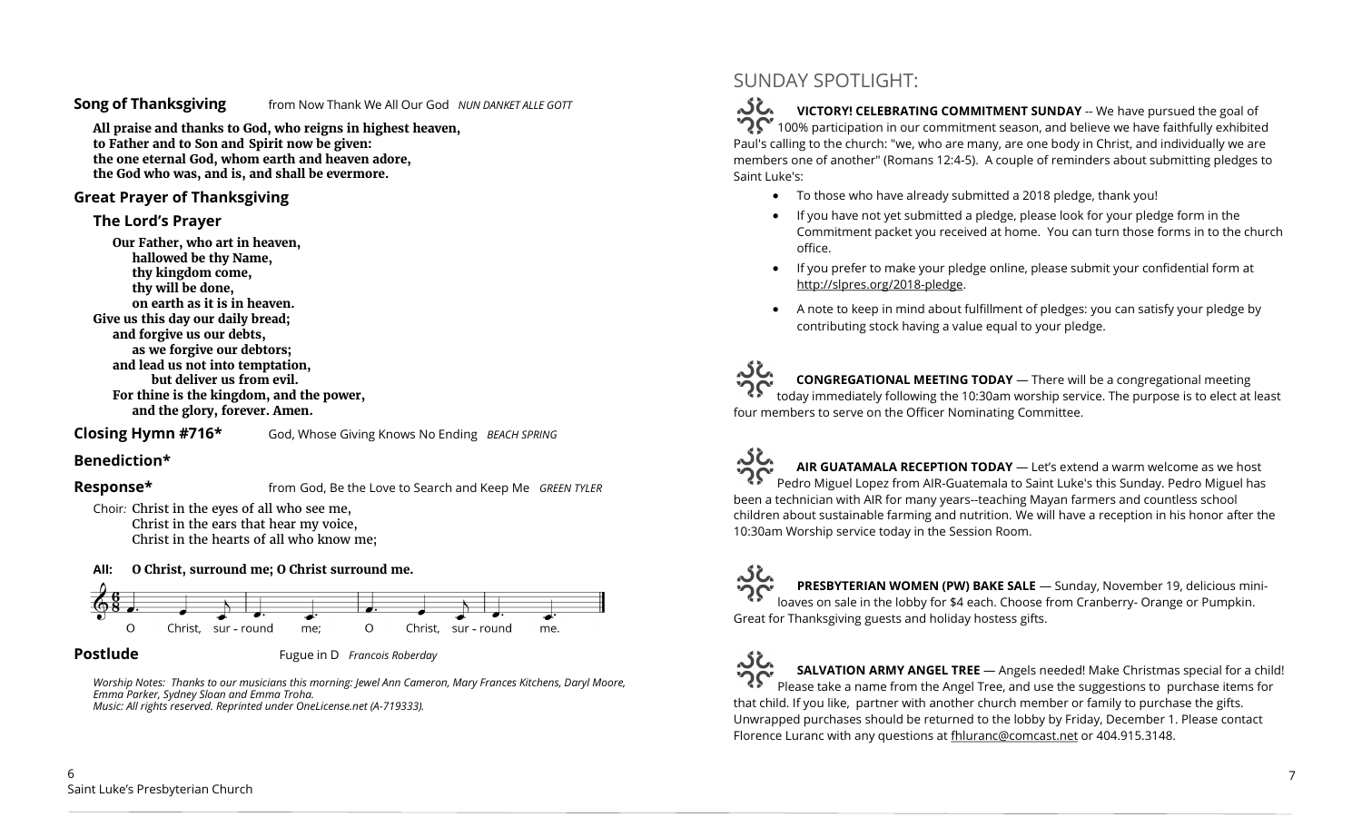**Song of Thanksgiving** from Now Thank We All Our God *NUN DANKET ALLE GOTT*

**All praise and thanks to God, who reigns in highest heaven,**
**to Father and to Son and Spirit now be given:**
**the one eternal God, whom earth and heaven adore,**
**the God who was, and is, and shall be evermore.**

### Great Prayer of Thanksgiving

### The Lord's Prayer

**Our Father, who art in heaven,**
**hallowed be thy Name,**
**thy kingdom come,**
**thy will be done,**
**on earth as it is in heaven.**
**Give us this day our daily bread;**
**and forgive us our debts,**
**as we forgive our debtors;**
**and lead us not into temptation,**
**but deliver us from evil.**
**For thine is the kingdom, and the power,**
**and the glory, forever. Amen.**

**Closing Hymn #716*** God, Whose Giving Knows No Ending *BEACH SPRING*

### Benediction*

**Response*** from God, Be the Love to Search and Keep Me *GREEN TYLER*

Choir: Christ in the eyes of all who see me,
Christ in the ears that hear my voice,
Christ in the hearts of all who know me;

**All: O Christ, surround me; O Christ surround me.**

O Christ, sur - round me; O Christ, sur - round me.

**Postlude** Fugue in D *Francois Roberday*

*Worship Notes: Thanks to our musicians this morning: Jewel Ann Cameron, Mary Frances Kitchens, Daryl Moore, Emma Parker, Sydney Sloan and Emma Troha.*
*Music: All rights reserved. Reprinted under OneLicense.net (A-719333).*

## SUNDAY SPOTLIGHT:

**VICTORY! CELEBRATING COMMITMENT SUNDAY** -- We have pursued the goal of 100% participation in our commitment season, and believe we have faithfully exhibited Paul's calling to the church: "we, who are many, are one body in Christ, and individually we are members one of another" (Romans 12:4-5). A couple of reminders about submitting pledges to Saint Luke's:

- To those who have already submitted a 2018 pledge, thank you!
- If you have not yet submitted a pledge, please look for your pledge form in the Commitment packet you received at home. You can turn those forms in to the church office.
- If you prefer to make your pledge online, please submit your confidential form at http://slpres.org/2018-pledge.
- A note to keep in mind about fulfillment of pledges: you can satisfy your pledge by contributing stock having a value equal to your pledge.

**CONGREGATIONAL MEETING TODAY** — There will be a congregational meeting today immediately following the 10:30am worship service. The purpose is to elect at least four members to serve on the Officer Nominating Committee.

**AIR GUATAMALA RECEPTION TODAY** — Let's extend a warm welcome as we host Pedro Miguel Lopez from AIR-Guatemala to Saint Luke's this Sunday. Pedro Miguel has been a technician with AIR for many years--teaching Mayan farmers and countless school children about sustainable farming and nutrition. We will have a reception in his honor after the 10:30am Worship service today in the Session Room.

**PRESBYTERIAN WOMEN (PW) BAKE SALE** — Sunday, November 19, delicious mini-loaves on sale in the lobby for $4 each. Choose from Cranberry- Orange or Pumpkin. Great for Thanksgiving guests and holiday hostess gifts.

**SALVATION ARMY ANGEL TREE** — Angels needed! Make Christmas special for a child! Please take a name from the Angel Tree, and use the suggestions to purchase items for that child. If you like, partner with another church member or family to purchase the gifts. Unwrapped purchases should be returned to the lobby by Friday, December 1. Please contact Florence Luranc with any questions at fhluranc@comcast.net or 404.915.3148.